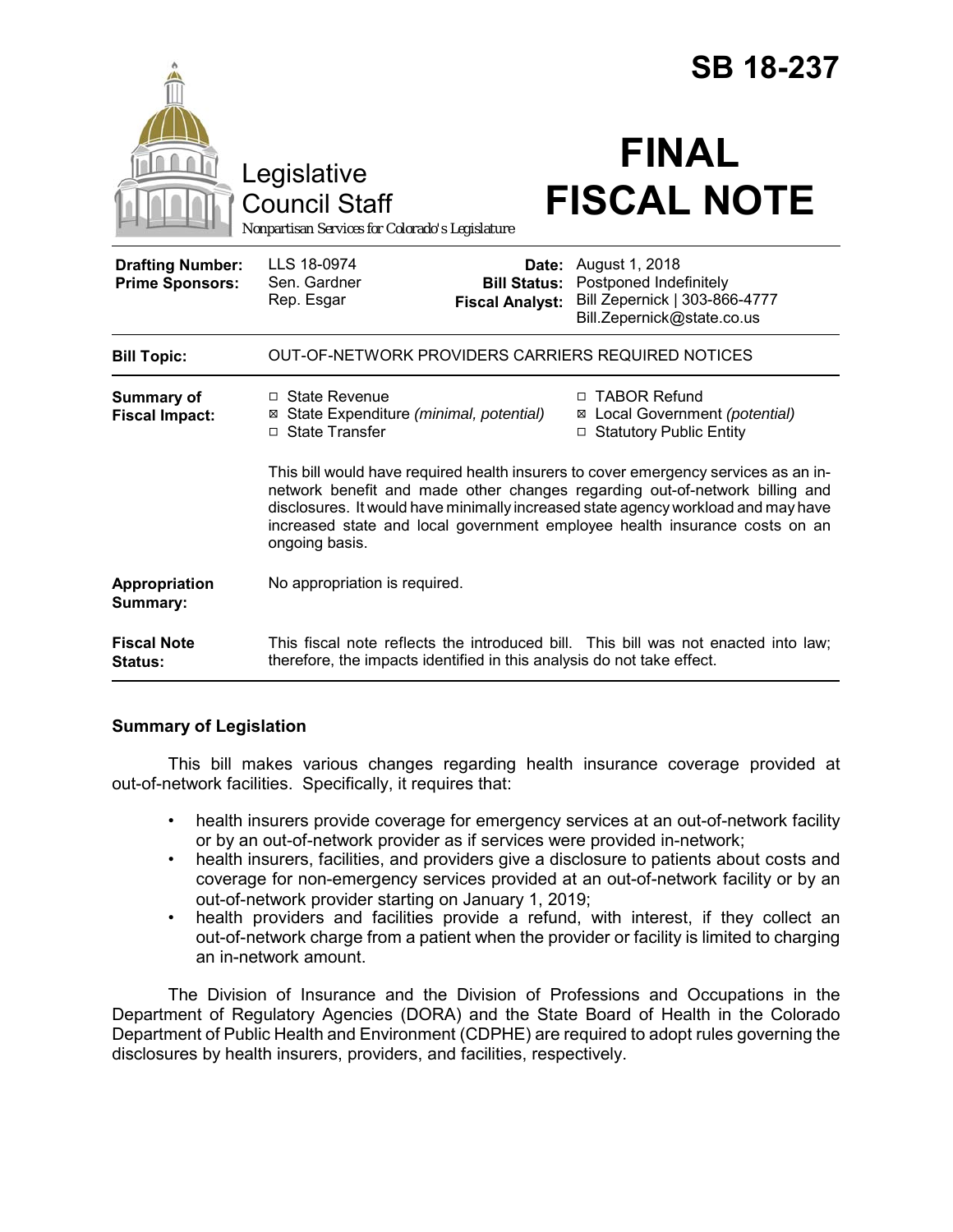# SB 18-237

Legislative Council Staff

*Nonpartisan Services for Colorado's Legislature*

# FINAL FISCAL NOTE

| | | | |
|---|---|---|---|
| **Drafting Number:** | LLS 18-0974 | **Date:** | August 1, 2018 |
| **Prime Sponsors:** | Sen. Gardner<br>Rep. Esgar | **Bill Status:** | Postponed Indefinitely |
| | | **Fiscal Analyst:** | Bill Zepernick \| 303-866-4777<br>Bill.Zepernick@state.co.us |

| | |
|---|---|
| **Bill Topic:** | OUT-OF-NETWORK PROVIDERS CARRIERS REQUIRED NOTICES |

**Summary of Fiscal Impact:**

- ☐ State Revenue
- ☒ State Expenditure *(minimal, potential)*
- ☐ State Transfer
- ☐ TABOR Refund
- ☒ Local Government *(potential)*
- ☐ Statutory Public Entity

This bill would have required health insurers to cover emergency services as an in-network benefit and made other changes regarding out-of-network billing and disclosures. It would have minimally increased state agency workload and may have increased state and local government employee health insurance costs on an ongoing basis.

**Appropriation Summary:** No appropriation is required.

**Fiscal Note Status:** This fiscal note reflects the introduced bill. This bill was not enacted into law; therefore, the impacts identified in this analysis do not take effect.

## Summary of Legislation

This bill makes various changes regarding health insurance coverage provided at out-of-network facilities. Specifically, it requires that:

- health insurers provide coverage for emergency services at an out-of-network facility or by an out-of-network provider as if services were provided in-network;
- health insurers, facilities, and providers give a disclosure to patients about costs and coverage for non-emergency services provided at an out-of-network facility or by an out-of-network provider starting on January 1, 2019;
- health providers and facilities provide a refund, with interest, if they collect an out-of-network charge from a patient when the provider or facility is limited to charging an in-network amount.

The Division of Insurance and the Division of Professions and Occupations in the Department of Regulatory Agencies (DORA) and the State Board of Health in the Colorado Department of Public Health and Environment (CDPHE) are required to adopt rules governing the disclosures by health insurers, providers, and facilities, respectively.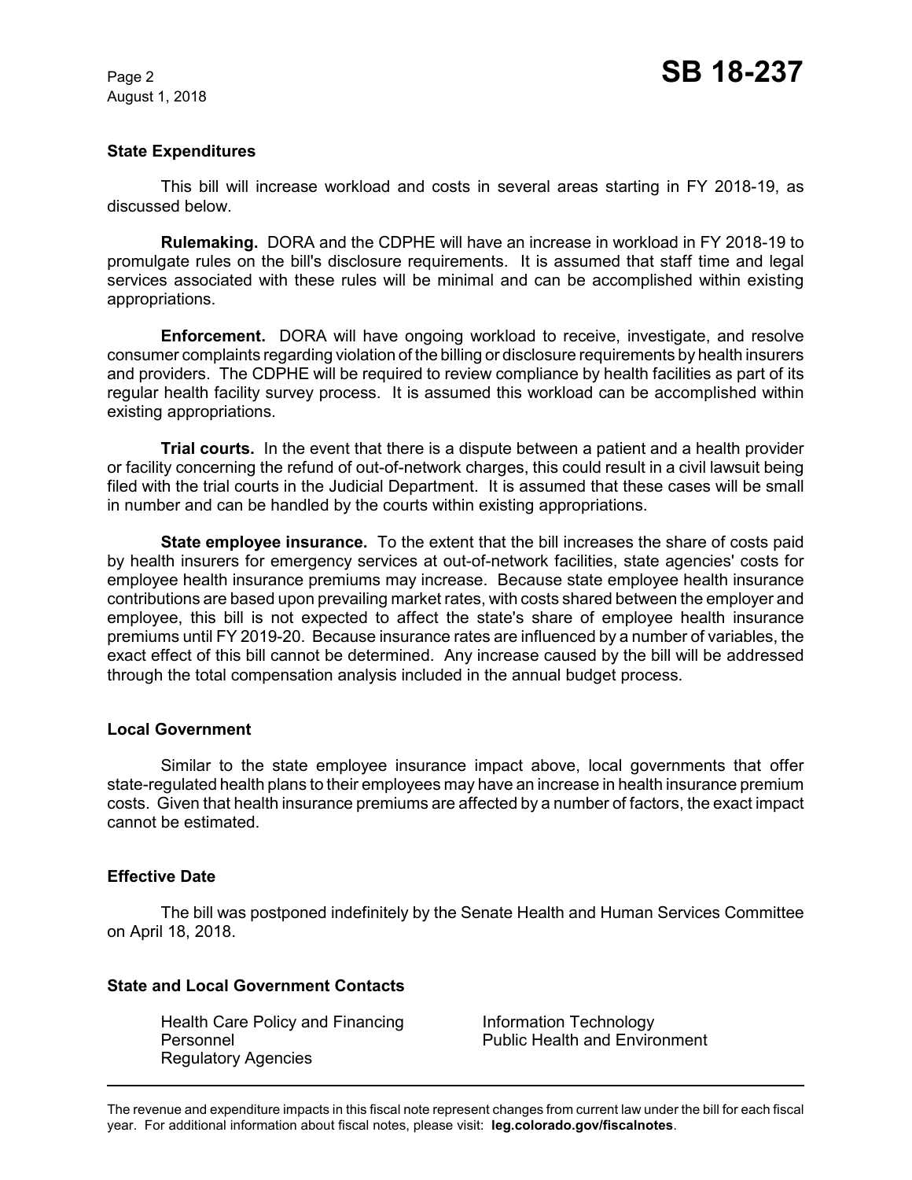### State Expenditures

This bill will increase workload and costs in several areas starting in FY 2018-19, as discussed below.

**Rulemaking.** DORA and the CDPHE will have an increase in workload in FY 2018-19 to promulgate rules on the bill's disclosure requirements. It is assumed that staff time and legal services associated with these rules will be minimal and can be accomplished within existing appropriations.

**Enforcement.** DORA will have ongoing workload to receive, investigate, and resolve consumer complaints regarding violation of the billing or disclosure requirements by health insurers and providers. The CDPHE will be required to review compliance by health facilities as part of its regular health facility survey process. It is assumed this workload can be accomplished within existing appropriations.

**Trial courts.** In the event that there is a dispute between a patient and a health provider or facility concerning the refund of out-of-network charges, this could result in a civil lawsuit being filed with the trial courts in the Judicial Department. It is assumed that these cases will be small in number and can be handled by the courts within existing appropriations.

**State employee insurance.** To the extent that the bill increases the share of costs paid by health insurers for emergency services at out-of-network facilities, state agencies' costs for employee health insurance premiums may increase. Because state employee health insurance contributions are based upon prevailing market rates, with costs shared between the employer and employee, this bill is not expected to affect the state's share of employee health insurance premiums until FY 2019-20. Because insurance rates are influenced by a number of variables, the exact effect of this bill cannot be determined. Any increase caused by the bill will be addressed through the total compensation analysis included in the annual budget process.

### Local Government

Similar to the state employee insurance impact above, local governments that offer state-regulated health plans to their employees may have an increase in health insurance premium costs. Given that health insurance premiums are affected by a number of factors, the exact impact cannot be estimated.

### Effective Date

The bill was postponed indefinitely by the Senate Health and Human Services Committee on April 18, 2018.

### State and Local Government Contacts

Health Care Policy and Financing
Information Technology
Personnel
Public Health and Environment
Regulatory Agencies

The revenue and expenditure impacts in this fiscal note represent changes from current law under the bill for each fiscal year. For additional information about fiscal notes, please visit: **leg.colorado.gov/fiscalnotes**.